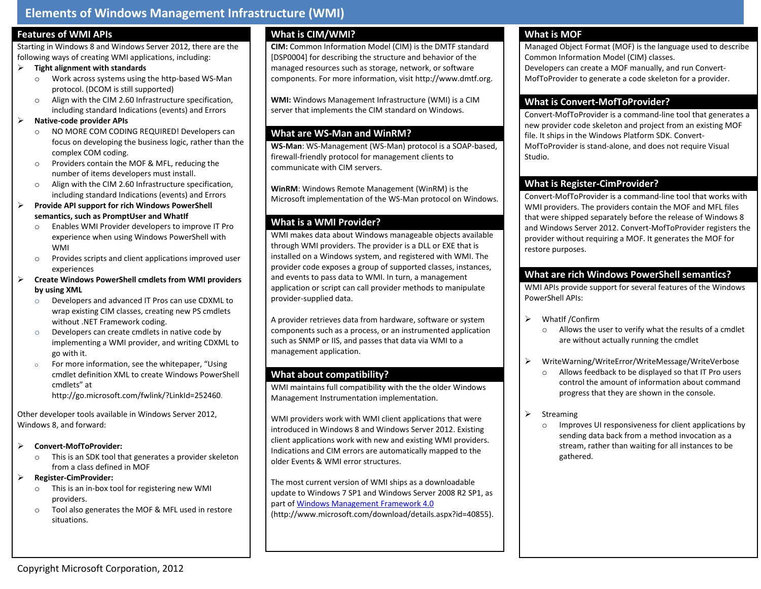# Elements of Windows Management Infrastructure (WMI)

## Features of WMI APIs

Starting in Windows 8 and Windows Server 2012, there are the following ways of creating WMI applications, including:

- **Tight alignment with standards**
  - Work across systems using the http-based WS-Man protocol. (DCOM is still supported)
  - Align with the CIM 2.60 Infrastructure specification, including standard Indications (events) and Errors
- **Native-code provider APIs**
  - NO MORE COM CODING REQUIRED! Developers can focus on developing the business logic, rather than the complex COM coding.
  - Providers contain the MOF & MFL, reducing the number of items developers must install.
  - Align with the CIM 2.60 Infrastructure specification, including standard Indications (events) and Errors
- **Provide API support for rich Windows PowerShell semantics, such as PromptUser and WhatIf**
  - Enables WMI Provider developers to improve IT Pro experience when using Windows PowerShell with WMI
  - Provides scripts and client applications improved user experiences
- **Create Windows PowerShell cmdlets from WMI providers by using XML**
  - Developers and advanced IT Pros can use CDXML to wrap existing CIM classes, creating new PS cmdlets without .NET Framework coding.
  - Developers can create cmdlets in native code by implementing a WMI provider, and writing CDXML to go with it.
  - For more information, see the whitepaper, "Using cmdlet definition XML to create Windows PowerShell cmdlets" at http://go.microsoft.com/fwlink/?LinkId=252460.

Other developer tools available in Windows Server 2012, Windows 8, and forward:

- **Convert-MofToProvider:**
  - This is an SDK tool that generates a provider skeleton from a class defined in MOF
- **Register-CimProvider:**
  - This is an in-box tool for registering new WMI providers.
  - Tool also generates the MOF & MFL used in restore situations.

## What is CIM/WMI?

**CIM:** Common Information Model (CIM) is the DMTF standard [DSP0004] for describing the structure and behavior of the managed resources such as storage, network, or software components. For more information, visit http://www.dmtf.org.

**WMI:** Windows Management Infrastructure (WMI) is a CIM server that implements the CIM standard on Windows.

## What are WS-Man and WinRM?

**WS-Man**: WS-Management (WS-Man) protocol is a SOAP-based, firewall-friendly protocol for management clients to communicate with CIM servers.

**WinRM**: Windows Remote Management (WinRM) is the Microsoft implementation of the WS-Man protocol on Windows.

## What is a WMI Provider?

WMI makes data about Windows manageable objects available through WMI providers. The provider is a DLL or EXE that is installed on a Windows system, and registered with WMI. The provider code exposes a group of supported classes, instances, and events to pass data to WMI. In turn, a management application or script can call provider methods to manipulate provider-supplied data.

A provider retrieves data from hardware, software or system components such as a process, or an instrumented application such as SNMP or IIS, and passes that data via WMI to a management application.

## What about compatibility?

WMI maintains full compatibility with the the older Windows Management Instrumentation implementation.

WMI providers work with WMI client applications that were introduced in Windows 8 and Windows Server 2012. Existing client applications work with new and existing WMI providers. Indications and CIM errors are automatically mapped to the older Events & WMI error structures.

The most current version of WMI ships as a downloadable update to Windows 7 SP1 and Windows Server 2008 R2 SP1, as part of [Windows Management Framework 4.0](http://www.microsoft.com/download/details.aspx?id=40855) (http://www.microsoft.com/download/details.aspx?id=40855).

## What is MOF

Managed Object Format (MOF) is the language used to describe Common Information Model (CIM) classes.
Developers can create a MOF manually, and run Convert-MofToProvider to generate a code skeleton for a provider.

## What is Convert-MofToProvider?

Convert-MofToProvider is a command-line tool that generates a new provider code skeleton and project from an existing MOF file. It ships in the Windows Platform SDK. Convert-MofToProvider is stand-alone, and does not require Visual Studio.

## What is Register-CimProvider?

Convert-MofToProvider is a command-line tool that works with WMI providers. The providers contain the MOF and MFL files that were shipped separately before the release of Windows 8 and Windows Server 2012. Convert-MofToProvider registers the provider without requiring a MOF. It generates the MOF for restore purposes.

## What are rich Windows PowerShell semantics?

WMI APIs provide support for several features of the Windows PowerShell APIs:

- WhatIf /Confirm
  - Allows the user to verify what the results of a cmdlet are without actually running the cmdlet
- WriteWarning/WriteError/WriteMessage/WriteVerbose
  - Allows feedback to be displayed so that IT Pro users control the amount of information about command progress that they are shown in the console.
- Streaming
  - Improves UI responsiveness for client applications by sending data back from a method invocation as a stream, rather than waiting for all instances to be gathered.

Copyright Microsoft Corporation, 2012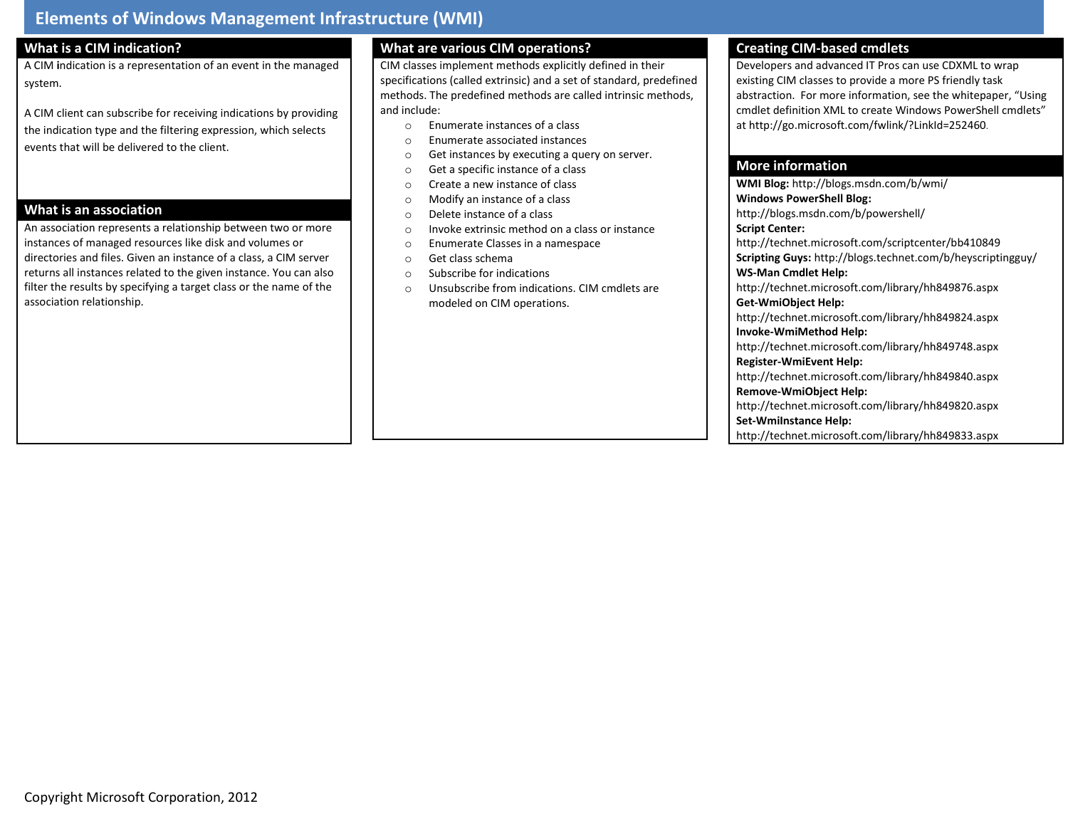# Elements of Windows Management Infrastructure (WMI)

## What is a CIM indication?

A CIM indication is a representation of an event in the managed system.

A CIM client can subscribe for receiving indications by providing the indication type and the filtering expression, which selects events that will be delivered to the client.

## What is an association

An association represents a relationship between two or more instances of managed resources like disk and volumes or directories and files. Given an instance of a class, a CIM server returns all instances related to the given instance. You can also filter the results by specifying a target class or the name of the association relationship.

## What are various CIM operations?

CIM classes implement methods explicitly defined in their specifications (called extrinsic) and a set of standard, predefined methods. The predefined methods are called intrinsic methods, and include:

- Enumerate instances of a class
- Enumerate associated instances
- Get instances by executing a query on server.
- Get a specific instance of a class
- Create a new instance of class
- Modify an instance of a class
- Delete instance of a class
- Invoke extrinsic method on a class or instance
- Enumerate Classes in a namespace
- Get class schema
- Subscribe for indications
- Unsubscribe from indications. CIM cmdlets are modeled on CIM operations.

## Creating CIM-based cmdlets

Developers and advanced IT Pros can use CDXML to wrap existing CIM classes to provide a more PS friendly task abstraction. For more information, see the whitepaper, "Using cmdlet definition XML to create Windows PowerShell cmdlets" at http://go.microsoft.com/fwlink/?LinkId=252460.

## More information

**WMI Blog:** http://blogs.msdn.com/b/wmi/
**Windows PowerShell Blog:** http://blogs.msdn.com/b/powershell/
**Script Center:** http://technet.microsoft.com/scriptcenter/bb410849
**Scripting Guys:** http://blogs.technet.com/b/heyscriptingguy/
**WS-Man Cmdlet Help:** http://technet.microsoft.com/library/hh849876.aspx
**Get-WmiObject Help:** http://technet.microsoft.com/library/hh849824.aspx
**Invoke-WmiMethod Help:** http://technet.microsoft.com/library/hh849748.aspx
**Register-WmiEvent Help:** http://technet.microsoft.com/library/hh849840.aspx
**Remove-WmiObject Help:** http://technet.microsoft.com/library/hh849820.aspx
**Set-WmiInstance Help:** http://technet.microsoft.com/library/hh849833.aspx

Copyright Microsoft Corporation, 2012